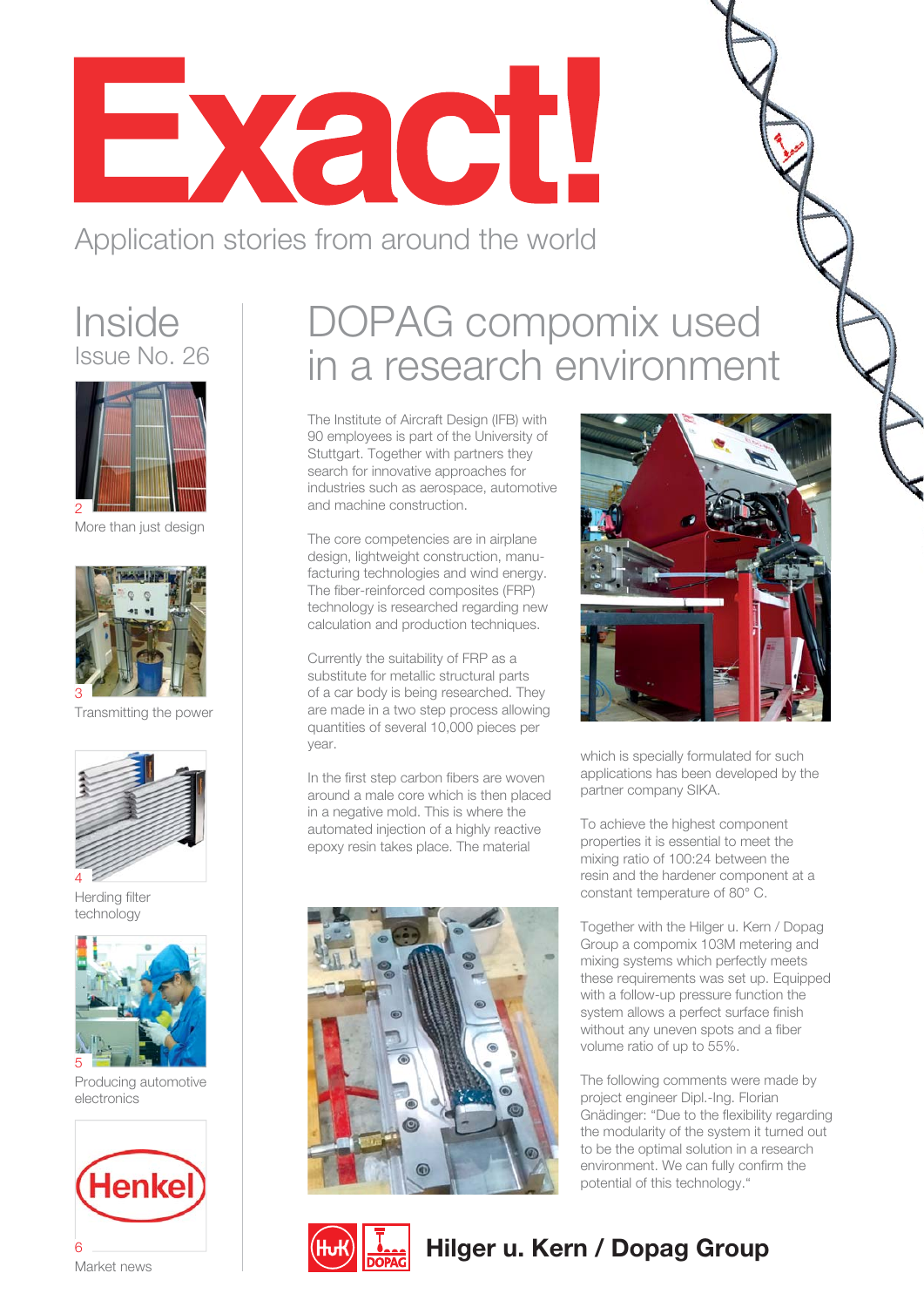# Exact!

Application stories from around the world

## Inside
Issue No. 26

2 More than just design

3 Transmitting the power

4 Herding filter technology

5 Producing automotive electronics

6 Market news

## DOPAG compomix used in a research environment

The Institute of Aircraft Design (IFB) with 90 employees is part of the University of Stuttgart. Together with partners they search for innovative approaches for industries such as aerospace, automotive and machine construction.

The core competencies are in airplane design, lightweight construction, manufacturing technologies and wind energy. The fiber-reinforced composites (FRP) technology is researched regarding new calculation and production techniques.

Currently the suitability of FRP as a substitute for metallic structural parts of a car body is being researched. They are made in a two step process allowing quantities of several 10,000 pieces per year.

In the first step carbon fibers are woven around a male core which is then placed in a negative mold. This is where the automated injection of a highly reactive epoxy resin takes place. The material which is specially formulated for such applications has been developed by the partner company SIKA.

To achieve the highest component properties it is essential to meet the mixing ratio of 100:24 between the resin and the hardener component at a constant temperature of 80° C.

Together with the Hilger u. Kern / Dopag Group a compomix 103M metering and mixing systems which perfectly meets these requirements was set up. Equipped with a follow-up pressure function the system allows a perfect surface finish without any uneven spots and a fiber volume ratio of up to 55%.

The following comments were made by project engineer Dipl.-Ing. Florian Gnädinger: "Due to the flexibility regarding the modularity of the system it turned out to be the optimal solution in a research environment. We can fully confirm the potential of this technology."

**Hilger u. Kern / Dopag Group**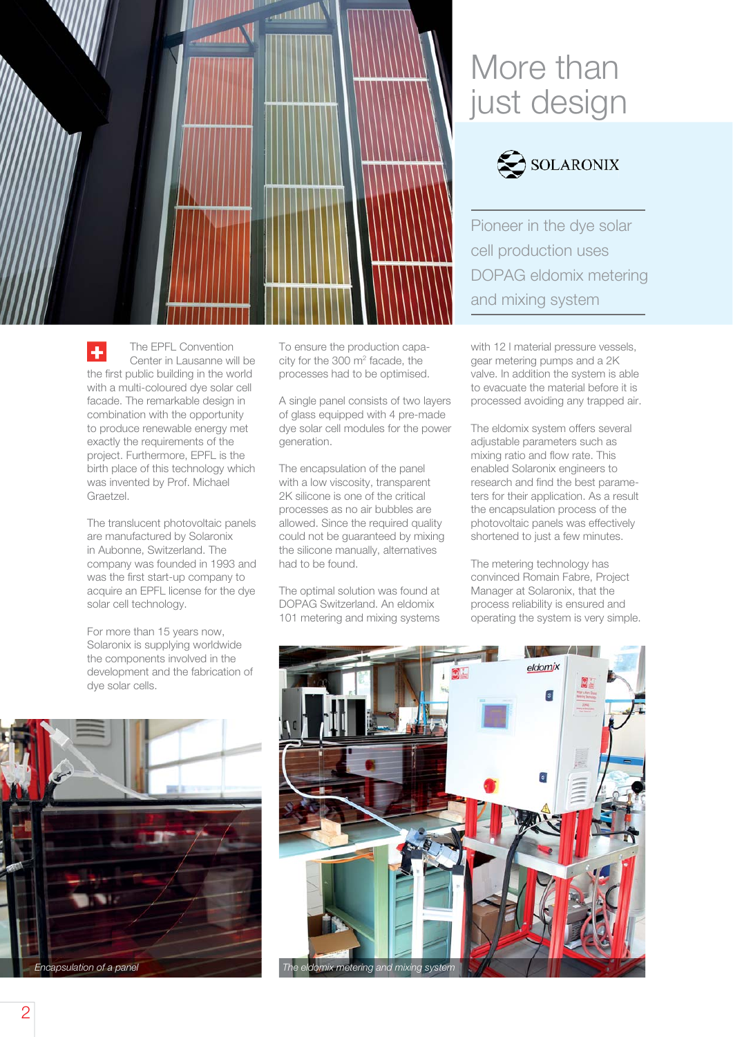# More than just design

SOLARONIX

Pioneer in the dye solar cell production uses DOPAG eldomix metering and mixing system

The EPFL Convention Center in Lausanne will be the first public building in the world with a multi-coloured dye solar cell facade. The remarkable design in combination with the opportunity to produce renewable energy met exactly the requirements of the project. Furthermore, EPFL is the birth place of this technology which was invented by Prof. Michael Graetzel.

The translucent photovoltaic panels are manufactured by Solaronix in Aubonne, Switzerland. The company was founded in 1993 and was the first start-up company to acquire an EPFL license for the dye solar cell technology.

For more than 15 years now, Solaronix is supplying worldwide the components involved in the development and the fabrication of dye solar cells.

To ensure the production capacity for the 300 $m^2$ facade, the processes had to be optimised.

A single panel consists of two layers of glass equipped with 4 pre-made dye solar cell modules for the power generation.

The encapsulation of the panel with a low viscosity, transparent 2K silicone is one of the critical processes as no air bubbles are allowed. Since the required quality could not be guaranteed by mixing the silicone manually, alternatives had to be found.

The optimal solution was found at DOPAG Switzerland. An eldomix 101 metering and mixing systems with 12 l material pressure vessels, gear metering pumps and a 2K valve. In addition the system is able to evacuate the material before it is processed avoiding any trapped air.

The eldomix system offers several adjustable parameters such as mixing ratio and flow rate. This enabled Solaronix engineers to research and find the best parameters for their application. As a result the encapsulation process of the photovoltaic panels was effectively shortened to just a few minutes.

The metering technology has convinced Romain Fabre, Project Manager at Solaronix, that the process reliability is ensured and operating the system is very simple.

*Encapsulation of a panel*

*The eldomix metering and mixing system*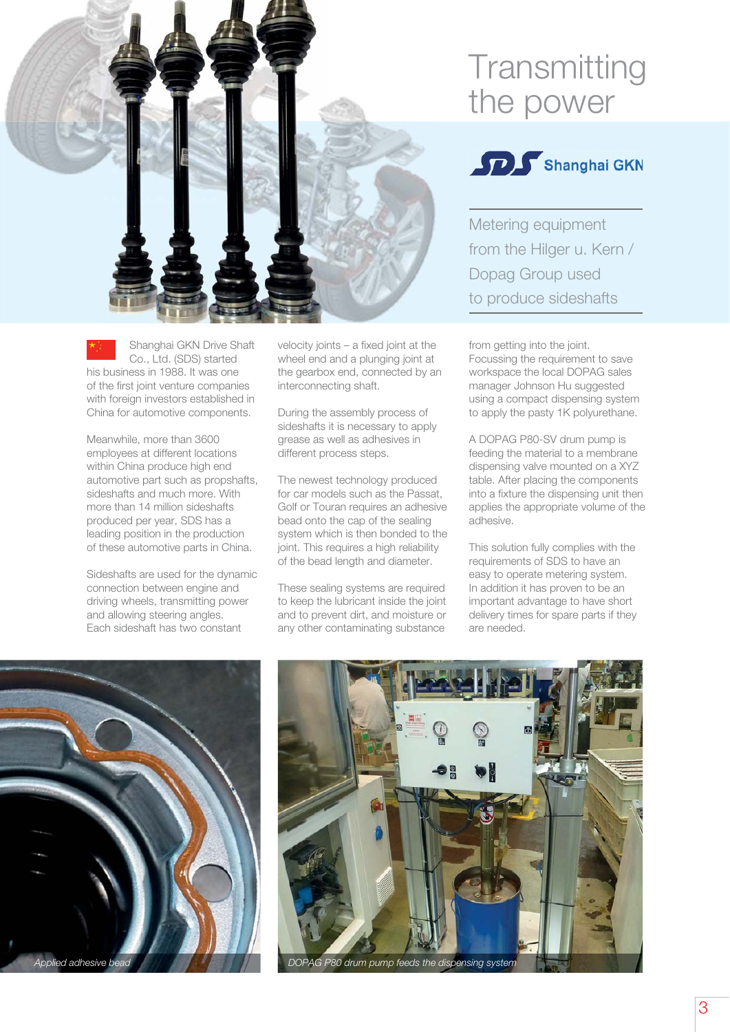# Transmitting the power

Shanghai GKN

## Metering equipment from the Hilger u. Kern / Dopag Group used to produce sideshafts

Shanghai GKN Drive Shaft Co., Ltd. (SDS) started his business in 1988. It was one of the first joint venture companies with foreign investors established in China for automotive components.

Meanwhile, more than 3600 employees at different locations within China produce high end automotive part such as propshafts, sideshafts and much more. With more than 14 million sideshafts produced per year, SDS has a leading position in the production of these automotive parts in China.

Sideshafts are used for the dynamic connection between engine and driving wheels, transmitting power and allowing steering angles. Each sideshaft has two constant velocity joints – a fixed joint at the wheel end and a plunging joint at the gearbox end, connected by an interconnecting shaft.

During the assembly process of sideshafts it is necessary to apply grease as well as adhesives in different process steps.

The newest technology produced for car models such as the Passat, Golf or Touran requires an adhesive bead onto the cap of the sealing system which is then bonded to the joint. This requires a high reliability of the bead length and diameter.

These sealing systems are required to keep the lubricant inside the joint and to prevent dirt, and moisture or any other contaminating substance from getting into the joint.
Focussing the requirement to save workspace the local DOPAG sales manager Johnson Hu suggested using a compact dispensing system to apply the pasty 1K polyurethane.

A DOPAG P80-SV drum pump is feeding the material to a membrane dispensing valve mounted on a XYZ table. After placing the components into a fixture the dispensing unit then applies the appropriate volume of the adhesive.

This solution fully complies with the requirements of SDS to have an easy to operate metering system.
In addition it has proven to be an important advantage to have short delivery times for spare parts if they are needed.

*Applied adhesive bead*

*DOPAG P80 drum pump feeds the dispensing system*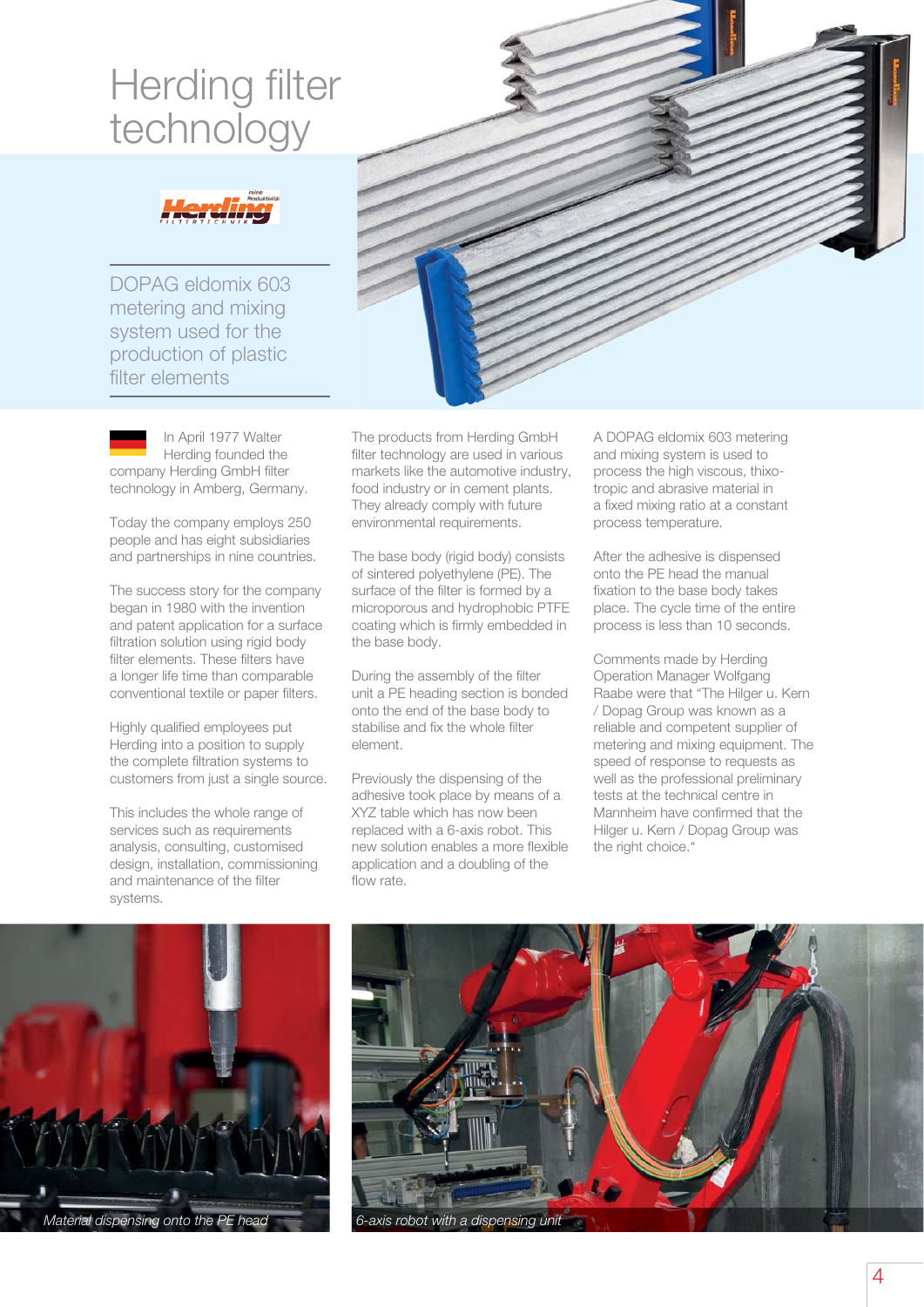# Herding filter technology

DOPAG eldomix 603 metering and mixing system used for the production of plastic filter elements

In April 1977 Walter Herding founded the company Herding GmbH filter technology in Amberg, Germany.

Today the company employs 250 people and has eight subsidiaries and partnerships in nine countries.

The success story for the company began in 1980 with the invention and patent application for a surface filtration solution using rigid body filter elements. These filters have a longer life time than comparable conventional textile or paper filters.

Highly qualified employees put Herding into a position to supply the complete filtration systems to customers from just a single source.

This includes the whole range of services such as requirements analysis, consulting, customised design, installation, commissioning and maintenance of the filter systems.

The products from Herding GmbH filter technology are used in various markets like the automotive industry, food industry or in cement plants. They already comply with future environmental requirements.

The base body (rigid body) consists of sintered polyethylene (PE). The surface of the filter is formed by a microporous and hydrophobic PTFE coating which is firmly embedded in the base body.

During the assembly of the filter unit a PE heading section is bonded onto the end of the base body to stabilise and fix the whole filter element.

Previously the dispensing of the adhesive took place by means of a XYZ table which has now been replaced with a 6-axis robot. This new solution enables a more flexible application and a doubling of the flow rate.

A DOPAG eldomix 603 metering and mixing system is used to process the high viscous, thixo-tropic and abrasive material in a fixed mixing ratio at a constant process temperature.

After the adhesive is dispensed onto the PE head the manual fixation to the base body takes place. The cycle time of the entire process is less than 10 seconds.

Comments made by Herding Operation Manager Wolfgang Raabe were that "The Hilger u. Kern / Dopag Group was known as a reliable and competent supplier of metering and mixing equipment. The speed of response to requests as well as the professional preliminary tests at the technical centre in Mannheim have confirmed that the Hilger u. Kern / Dopag Group was the right choice."

*Material dispensing onto the PE head*

*6-axis robot with a dispensing unit*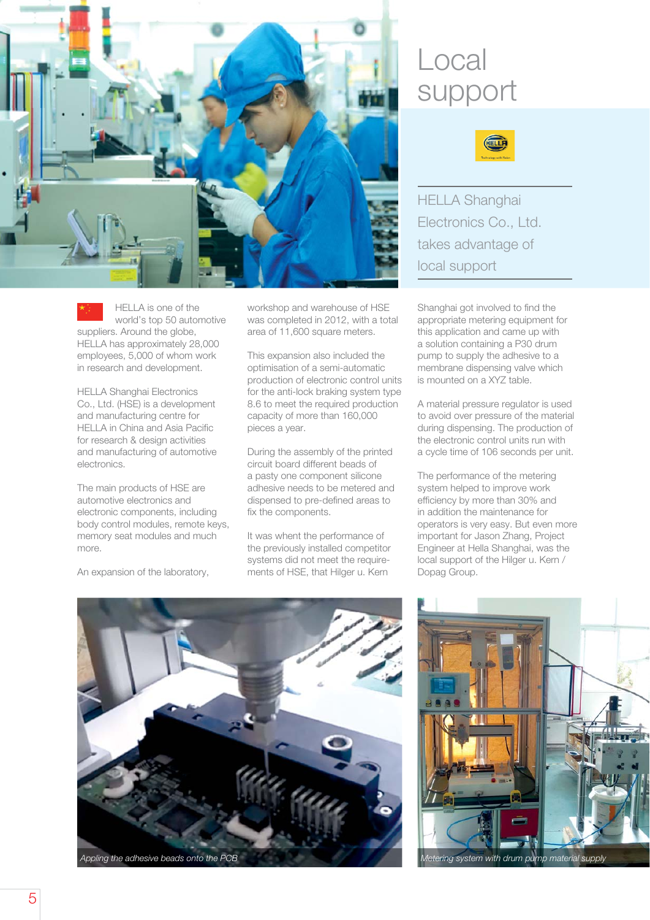# Local support

HELLA Shanghai Electronics Co., Ltd. takes advantage of local support

HELLA is one of the world's top 50 automotive suppliers. Around the globe, HELLA has approximately 28,000 employees, 5,000 of whom work in research and development.

HELLA Shanghai Electronics Co., Ltd. (HSE) is a development and manufacturing centre for HELLA in China and Asia Pacific for research & design activities and manufacturing of automotive electronics.

The main products of HSE are automotive electronics and electronic components, including body control modules, remote keys, memory seat modules and much more.

An expansion of the laboratory, workshop and warehouse of HSE was completed in 2012, with a total area of 11,600 square meters.

This expansion also included the optimisation of a semi-automatic production of electronic control units for the anti-lock braking system type 8.6 to meet the required production capacity of more than 160,000 pieces a year.

During the assembly of the printed circuit board different beads of a pasty one component silicone adhesive needs to be metered and dispensed to pre-defined areas to fix the components.

It was whent the performance of the previously installed competitor systems did not meet the require-ments of HSE, that Hilger u. Kern Shanghai got involved to find the appropriate metering equipment for this application and came up with a solution containing a P30 drum pump to supply the adhesive to a membrane dispensing valve which is mounted on a XYZ table.

A material pressure regulator is used to avoid over pressure of the material during dispensing. The production of the electronic control units run with a cycle time of 106 seconds per unit.

The performance of the metering system helped to improve work efficiency by more than 30% and in addition the maintenance for operators is very easy. But even more important for Jason Zhang, Project Engineer at Hella Shanghai, was the local support of the Hilger u. Kern / Dopag Group.

*Appling the adhesive beads onto the PCB*

*Metering system with drum pump material supply*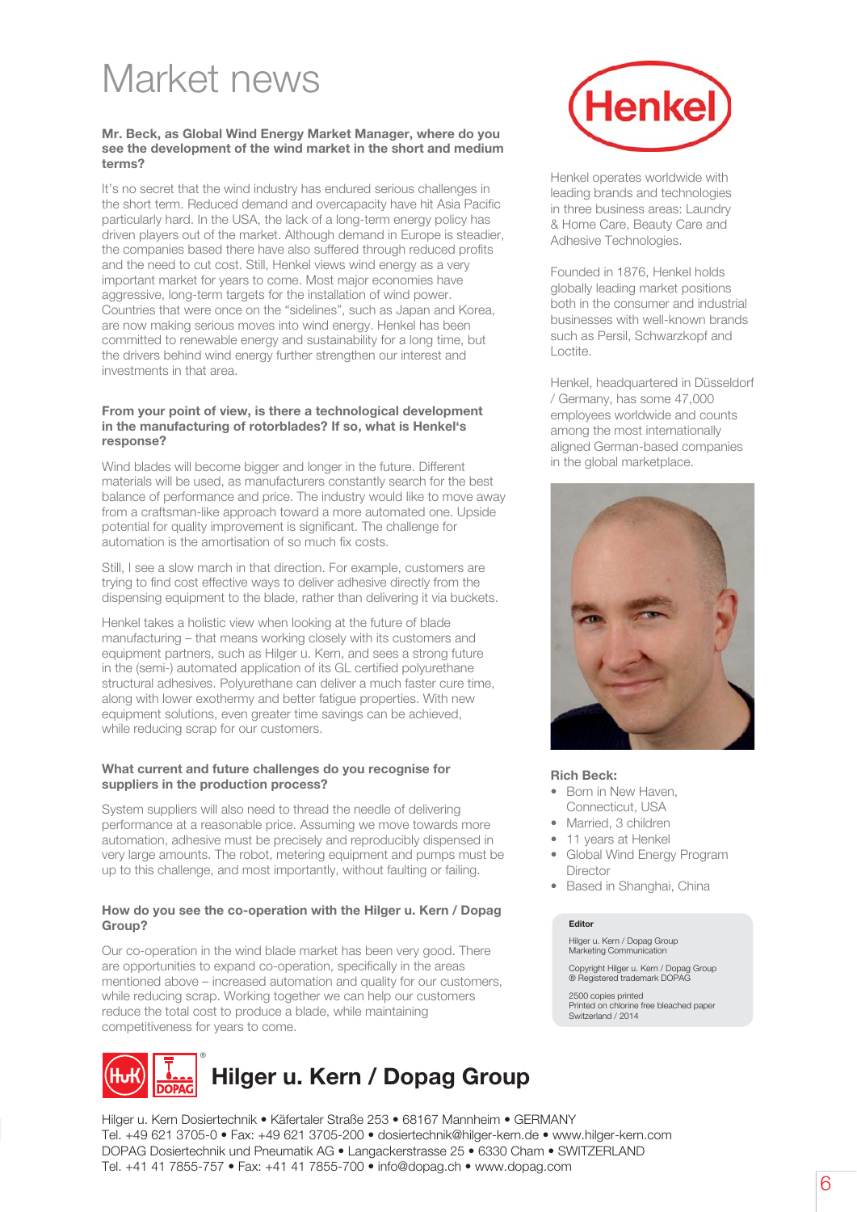# Market news

**Mr. Beck, as Global Wind Energy Market Manager, where do you see the development of the wind market in the short and medium terms?**

It's no secret that the wind industry has endured serious challenges in the short term. Reduced demand and overcapacity have hit Asia Pacific particularly hard. In the USA, the lack of a long-term energy policy has driven players out of the market. Although demand in Europe is steadier, the companies based there have also suffered through reduced profits and the need to cut cost. Still, Henkel views wind energy as a very important market for years to come. Most major economies have aggressive, long-term targets for the installation of wind power. Countries that were once on the "sidelines", such as Japan and Korea, are now making serious moves into wind energy. Henkel has been committed to renewable energy and sustainability for a long time, but the drivers behind wind energy further strengthen our interest and investments in that area.

**From your point of view, is there a technological development in the manufacturing of rotorblades? If so, what is Henkel's response?**

Wind blades will become bigger and longer in the future. Different materials will be used, as manufacturers constantly search for the best balance of performance and price. The industry would like to move away from a craftsman-like approach toward a more automated one. Upside potential for quality improvement is significant. The challenge for automation is the amortisation of so much fix costs.

Still, I see a slow march in that direction. For example, customers are trying to find cost effective ways to deliver adhesive directly from the dispensing equipment to the blade, rather than delivering it via buckets.

Henkel takes a holistic view when looking at the future of blade manufacturing – that means working closely with its customers and equipment partners, such as Hilger u. Kern, and sees a strong future in the (semi-) automated application of its GL certified polyurethane structural adhesives. Polyurethane can deliver a much faster cure time, along with lower exothermy and better fatigue properties. With new equipment solutions, even greater time savings can be achieved, while reducing scrap for our customers.

**What current and future challenges do you recognise for suppliers in the production process?**

System suppliers will also need to thread the needle of delivering performance at a reasonable price. Assuming we move towards more automation, adhesive must be precisely and reproducibly dispensed in very large amounts. The robot, metering equipment and pumps must be up to this challenge, and most importantly, without faulting or failing.

**How do you see the co-operation with the Hilger u. Kern / Dopag Group?**

Our co-operation in the wind blade market has been very good. There are opportunities to expand co-operation, specifically in the areas mentioned above – increased automation and quality for our customers, while reducing scrap. Working together we can help our customers reduce the total cost to produce a blade, while maintaining competitiveness for years to come.

Henkel

Henkel operates worldwide with leading brands and technologies in three business areas: Laundry & Home Care, Beauty Care and Adhesive Technologies.

Founded in 1876, Henkel holds globally leading market positions both in the consumer and industrial businesses with well-known brands such as Persil, Schwarzkopf and Loctite.

Henkel, headquartered in Düsseldorf / Germany, has some 47,000 employees worldwide and counts among the most internationally aligned German-based companies in the global marketplace.

**Rich Beck:**

- Born in New Haven, Connecticut, USA
- Married, 3 children
- 11 years at Henkel
- Global Wind Energy Program Director
- Based in Shanghai, China

**Editor**

Hilger u. Kern / Dopag Group
Marketing Communication

Copyright Hilger u. Kern / Dopag Group
® Registered trademark DOPAG

2500 copies printed
Printed on chlorine free bleached paper
Switzerland / 2014

## Hilger u. Kern / Dopag Group

Hilger u. Kern Dosiertechnik • Käfertaler Straße 253 • 68167 Mannheim • GERMANY
Tel. +49 621 3705-0 • Fax: +49 621 3705-200 • dosiertechnik@hilger-kern.de • www.hilger-kern.com
DOPAG Dosiertechnik und Pneumatik AG • Langackerstrasse 25 • 6330 Cham • SWITZERLAND
Tel. +41 41 7855-757 • Fax: +41 41 7855-700 • info@dopag.ch • www.dopag.com